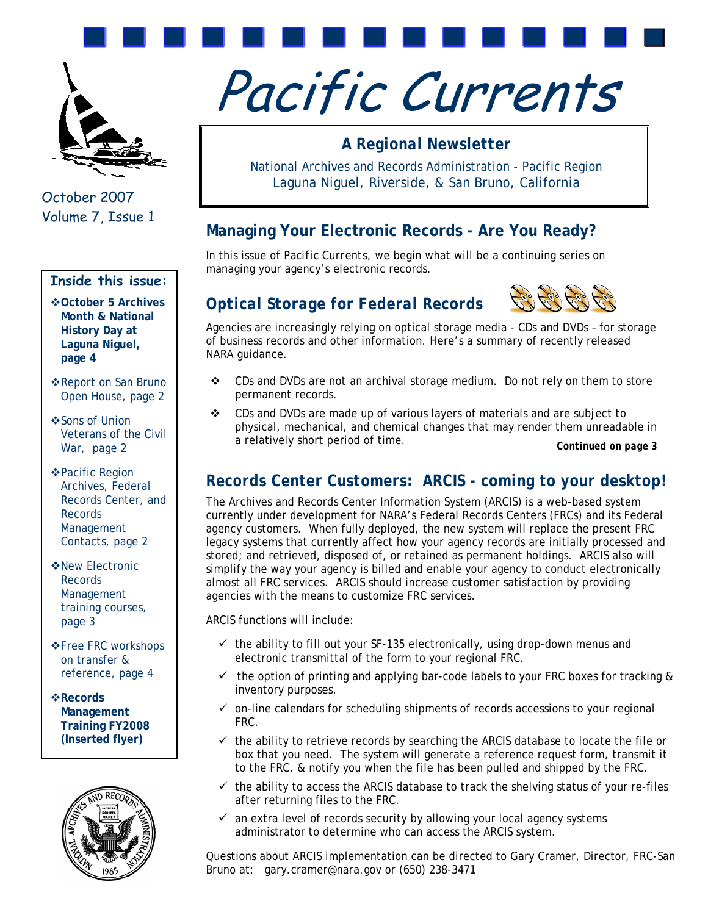# Pacific Currents

October 2007
Volume 7, Issue 1

**A Regional Newsletter**

National Archives and Records Administration - Pacific Region
Laguna Niguel, Riverside, & San Bruno, California

**Inside this issue:**

- **October 5 Archives Month & National History Day at Laguna Niguel, page 4**
- Report on San Bruno Open House, page 2
- Sons of Union Veterans of the Civil War, page 2
- Pacific Region Archives, Federal Records Center, and Records Management Contacts, page 2
- New Electronic Records Management training courses, page 3
- Free FRC workshops on transfer & reference, page 4
- **Records Management Training FY2008 (Inserted flyer)**

## Managing Your Electronic Records - Are You Ready?

In this issue of Pacific Currents, we begin what will be a continuing series on managing your agency's electronic records.

## *Optical Storage for Federal Records*

Agencies are increasingly relying on optical storage media - CDs and DVDs – for storage of business records and other information. Here's a summary of recently released NARA guidance.

- CDs and DVDs are not an archival storage medium. Do not rely on them to store permanent records.
- CDs and DVDs are made up of various layers of materials and are subject to physical, mechanical, and chemical changes that may render them unreadable in a relatively short period of time.

***Continued on page 3***

## Records Center Customers: ARCIS - coming to your desktop!

The Archives and Records Center Information System (ARCIS) is a web-based system currently under development for NARA's Federal Records Centers (FRCs) and its Federal agency customers. When fully deployed, the new system will replace the present FRC legacy systems that currently affect how your agency records are initially processed and stored; and retrieved, disposed of, or retained as permanent holdings. ARCIS also will simplify the way your agency is billed and enable your agency to conduct electronically almost all FRC services. ARCIS should increase customer satisfaction by providing agencies with the means to customize FRC services.

ARCIS functions will include:

- ✓ the ability to fill out your SF-135 electronically, using drop-down menus and electronic transmittal of the form to your regional FRC.
- ✓ the option of printing and applying bar-code labels to your FRC boxes for tracking & inventory purposes.
- ✓ on-line calendars for scheduling shipments of records accessions to your regional FRC.
- ✓ the ability to retrieve records by searching the ARCIS database to locate the file or box that you need. The system will generate a reference request form, transmit it to the FRC, & notify you when the file has been pulled and shipped by the FRC.
- ✓ the ability to access the ARCIS database to track the shelving status of your re-files after returning files to the FRC.
- ✓ an extra level of records security by allowing your local agency systems administrator to determine who can access the ARCIS system.

Questions about ARCIS implementation can be directed to Gary Cramer, Director, FRC-San Bruno at: gary.cramer@nara.gov or (650) 238-3471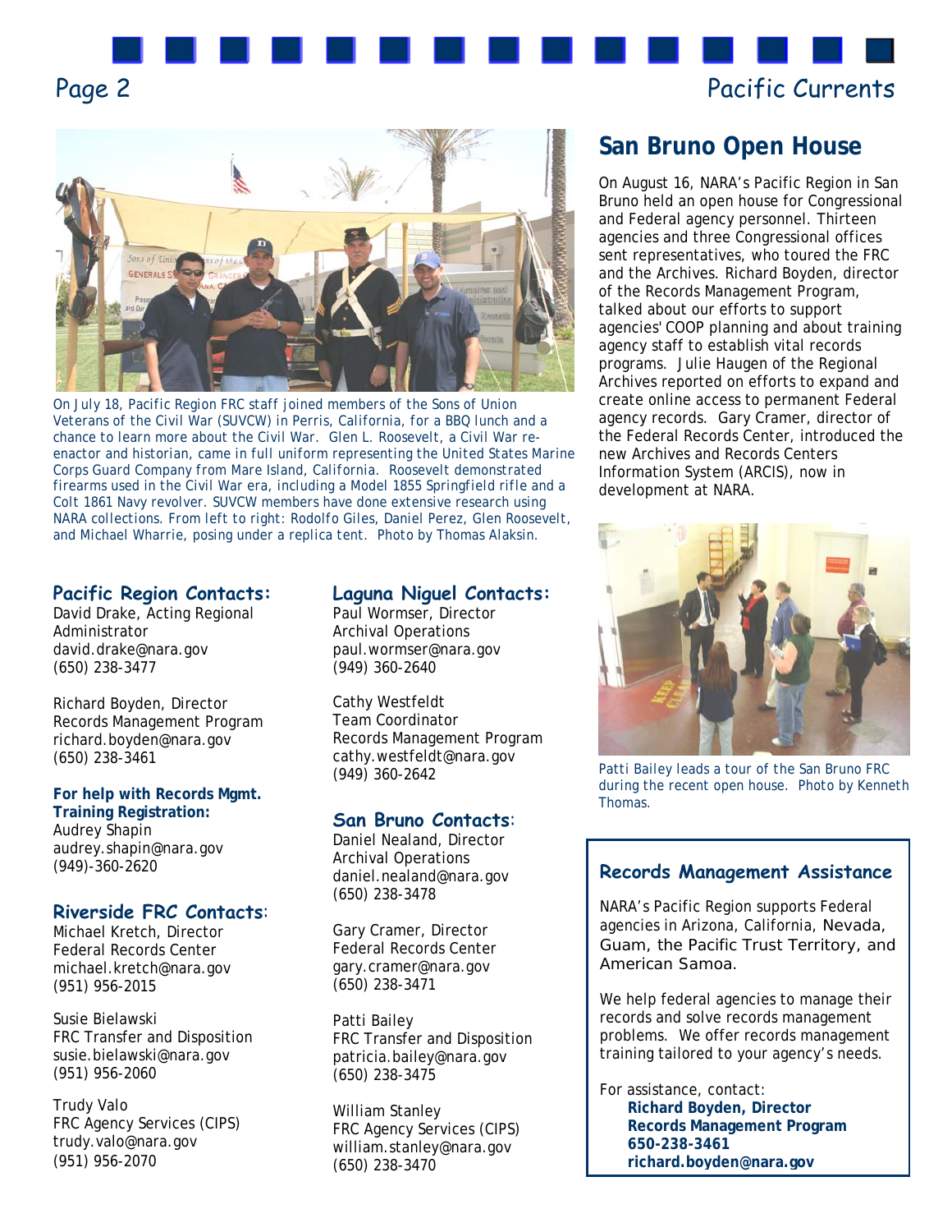On July 18, Pacific Region FRC staff joined members of the Sons of Union Veterans of the Civil War (SUVCW) in Perris, California, for a BBQ lunch and a chance to learn more about the Civil War. Glen L. Roosevelt, a Civil War re-enactor and historian, came in full uniform representing the United States Marine Corps Guard Company from Mare Island, California. Roosevelt demonstrated firearms used in the Civil War era, including a Model 1855 Springfield rifle and a Colt 1861 Navy revolver. SUVCW members have done extensive research using NARA collections. From left to right: Rodolfo Giles, Daniel Perez, Glen Roosevelt, and Michael Wharrie, posing under a replica tent. Photo by Thomas Alaksin.

### Pacific Region Contacts:

David Drake, Acting Regional Administrator
david.drake@nara.gov
(650) 238-3477

Richard Boyden, Director
Records Management Program
richard.boyden@nara.gov
(650) 238-3461

**For help with Records Mgmt. Training Registration:**
Audrey Shapin
audrey.shapin@nara.gov
(949)-360-2620

### Riverside FRC Contacts:

Michael Kretch, Director
Federal Records Center
michael.kretch@nara.gov
(951) 956-2015

Susie Bielawski
FRC Transfer and Disposition
susie.bielawski@nara.gov
(951) 956-2060

Trudy Valo
FRC Agency Services (CIPS)
trudy.valo@nara.gov
(951) 956-2070

### Laguna Niguel Contacts:

Paul Wormser, Director
Archival Operations
paul.wormser@nara.gov
(949) 360-2640

Cathy Westfeldt
Team Coordinator
Records Management Program
cathy.westfeldt@nara.gov
(949) 360-2642

### San Bruno Contacts:

Daniel Nealand, Director
Archival Operations
daniel.nealand@nara.gov
(650) 238-3478

Gary Cramer, Director
Federal Records Center
gary.cramer@nara.gov
(650) 238-3471

Patti Bailey
FRC Transfer and Disposition
patricia.bailey@nara.gov
(650) 238-3475

William Stanley
FRC Agency Services (CIPS)
william.stanley@nara.gov
(650) 238-3470

## San Bruno Open House

On August 16, NARA's Pacific Region in San Bruno held an open house for Congressional and Federal agency personnel. Thirteen agencies and three Congressional offices sent representatives, who toured the FRC and the Archives. Richard Boyden, director of the Records Management Program, talked about our efforts to support agencies' COOP planning and about training agency staff to establish vital records programs. Julie Haugen of the Regional Archives reported on efforts to expand and create online access to permanent Federal agency records. Gary Cramer, director of the Federal Records Center, introduced the new Archives and Records Centers Information System (ARCIS), now in development at NARA.

Patti Bailey leads a tour of the San Bruno FRC during the recent open house. Photo by Kenneth Thomas.

### Records Management Assistance

NARA's Pacific Region supports Federal agencies in Arizona, California, Nevada, Guam, the Pacific Trust Territory, and American Samoa.

We help federal agencies to manage their records and solve records management problems. We offer records management training tailored to your agency's needs.

For assistance, contact:
**Richard Boyden, Director**
**Records Management Program**
**650-238-3461**
**richard.boyden@nara.gov**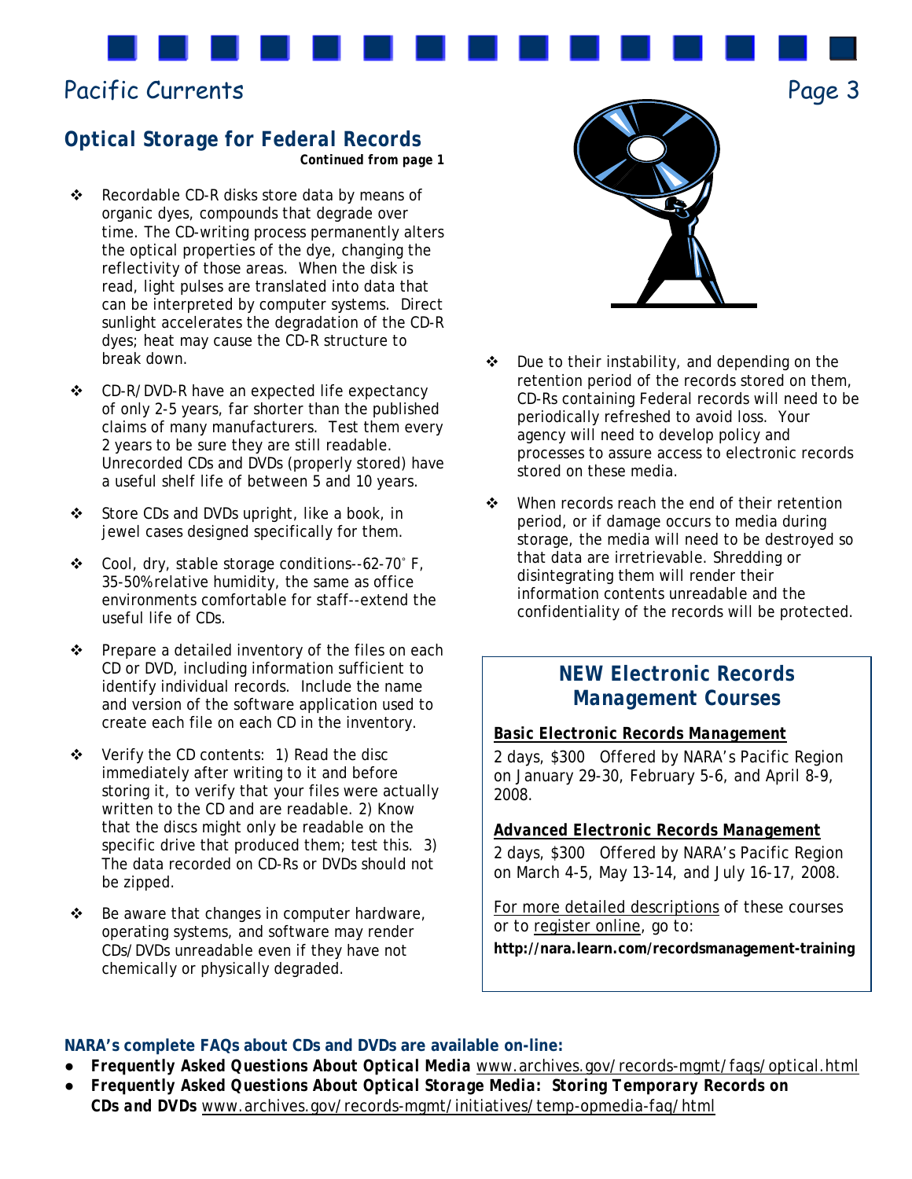## Optical Storage for Federal Records

**Continued from page 1**

- Recordable CD-R disks store data by means of organic dyes, compounds that degrade over time. The CD-writing process permanently alters the optical properties of the dye, changing the reflectivity of those areas. When the disk is read, light pulses are translated into data that can be interpreted by computer systems. Direct sunlight accelerates the degradation of the CD-R dyes; heat may cause the CD-R structure to break down.
- CD-R/DVD-R have an expected life expectancy of only 2-5 years, far shorter than the published claims of many manufacturers. Test them every 2 years to be sure they are still readable. Unrecorded CDs and DVDs (properly stored) have a useful shelf life of between 5 and 10 years.
- Store CDs and DVDs upright, like a book, in jewel cases designed specifically for them.
- Cool, dry, stable storage conditions--62-70° F, 35-50% relative humidity, the same as office environments comfortable for staff--extend the useful life of CDs.
- Prepare a detailed inventory of the files on each CD or DVD, including information sufficient to identify individual records. Include the name and version of the software application used to create each file on each CD in the inventory.
- Verify the CD contents: 1) Read the disc immediately after writing to it and before storing it, to verify that your files were actually written to the CD and are readable. 2) Know that the discs might only be readable on the specific drive that produced them; test this. 3) The data recorded on CD-Rs or DVDs should not be zipped.
- Be aware that changes in computer hardware, operating systems, and software may render CDs/DVDs unreadable even if they have not chemically or physically degraded.
- Due to their instability, and depending on the retention period of the records stored on them, CD-Rs containing Federal records will need to be periodically refreshed to avoid loss. Your agency will need to develop policy and processes to assure access to electronic records stored on these media.
- When records reach the end of their retention period, or if damage occurs to media during storage, the media will need to be destroyed so that data are irretrievable. Shredding or disintegrating them will render their information contents unreadable and the confidentiality of the records will be protected.

## NEW Electronic Records Management Courses

**Basic Electronic Records Management**

2 days, $300 Offered by NARA's Pacific Region on January 29-30, February 5-6, and April 8-9, 2008.

**Advanced Electronic Records Management**

2 days, $300 Offered by NARA's Pacific Region on March 4-5, May 13-14, and July 16-17, 2008.

For more detailed descriptions of these courses or to register online, go to:
**http://nara.learn.com/recordsmanagement-training**

**NARA's complete FAQs about CDs and DVDs are available on-line:**

- ***Frequently Asked Questions About Optical Media*** www.archives.gov/records-mgmt/faqs/optical.html
- ***Frequently Asked Questions About Optical Storage Media: Storing Temporary Records on CDs and DVDs*** www.archives.gov/records-mgmt/initiatives/temp-opmedia-faq/html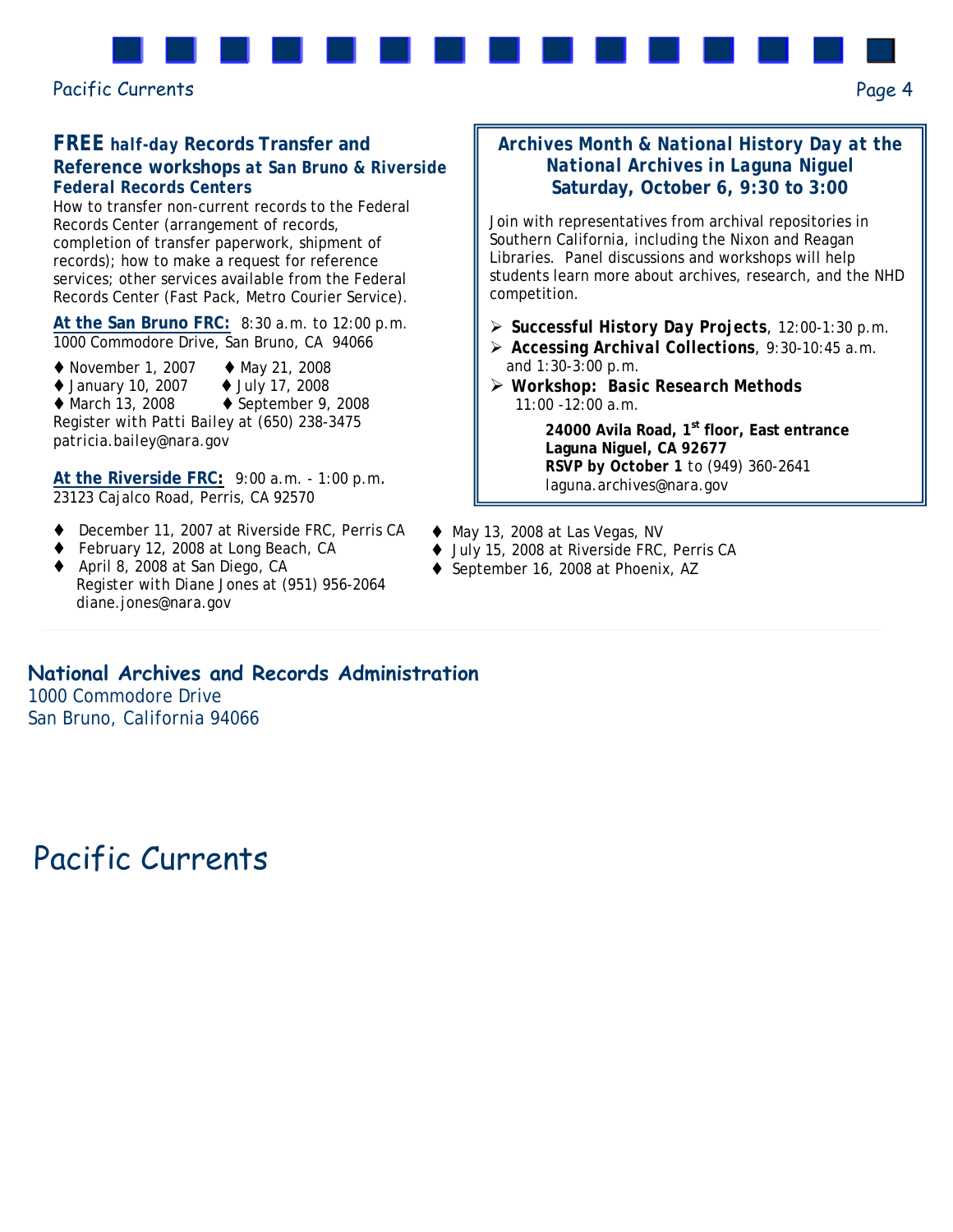### FREE half-day Records Transfer and Reference workshops at San Bruno & Riverside Federal Records Centers

How to transfer non-current records to the Federal Records Center (arrangement of records, completion of transfer paperwork, shipment of records); how to make a request for reference services; other services available from the Federal Records Center (Fast Pack, Metro Courier Service).

**At the San Bruno FRC:** 8:30 a.m. to 12:00 p.m.
1000 Commodore Drive, San Bruno, CA 94066

- ♦ November 1, 2007
- ♦ January 10, 2007
- ♦ March 13, 2008
- ♦ May 21, 2008
- ♦ July 17, 2008
- ♦ September 9, 2008

Register with Patti Bailey at (650) 238-3475
patricia.bailey@nara.gov

**At the Riverside FRC:** 9:00 a.m. - 1:00 p.m.
23123 Cajalco Road, Perris, CA 92570

- ♦ December 11, 2007 at Riverside FRC, Perris CA
- ♦ February 12, 2008 at Long Beach, CA
- ♦ April 8, 2008 at San Diego, CA
- ♦ May 13, 2008 at Las Vegas, NV
- ♦ July 15, 2008 at Riverside FRC, Perris CA
- ♦ September 16, 2008 at Phoenix, AZ

Register with Diane Jones at (951) 956-2064
diane.jones@nara.gov

### Archives Month & National History Day at the National Archives in Laguna Niguel Saturday, October 6, 9:30 to 3:00

Join with representatives from archival repositories in Southern California, including the Nixon and Reagan Libraries. Panel discussions and workshops will help students learn more about archives, research, and the NHD competition.

- **Successful History Day Projects**, 12:00-1:30 p.m.
- **Accessing Archival Collections**, 9:30-10:45 a.m. and 1:30-3:00 p.m.
- **Workshop: Basic Research Methods** 11:00 -12:00 a.m.

**24000 Avila Road, 1st floor, East entrance**
**Laguna Niguel, CA 92677**
**RSVP by October 1** to (949) 360-2641
laguna.archives@nara.gov

**National Archives and Records Administration**
1000 Commodore Drive
San Bruno, California 94066

Pacific Currents